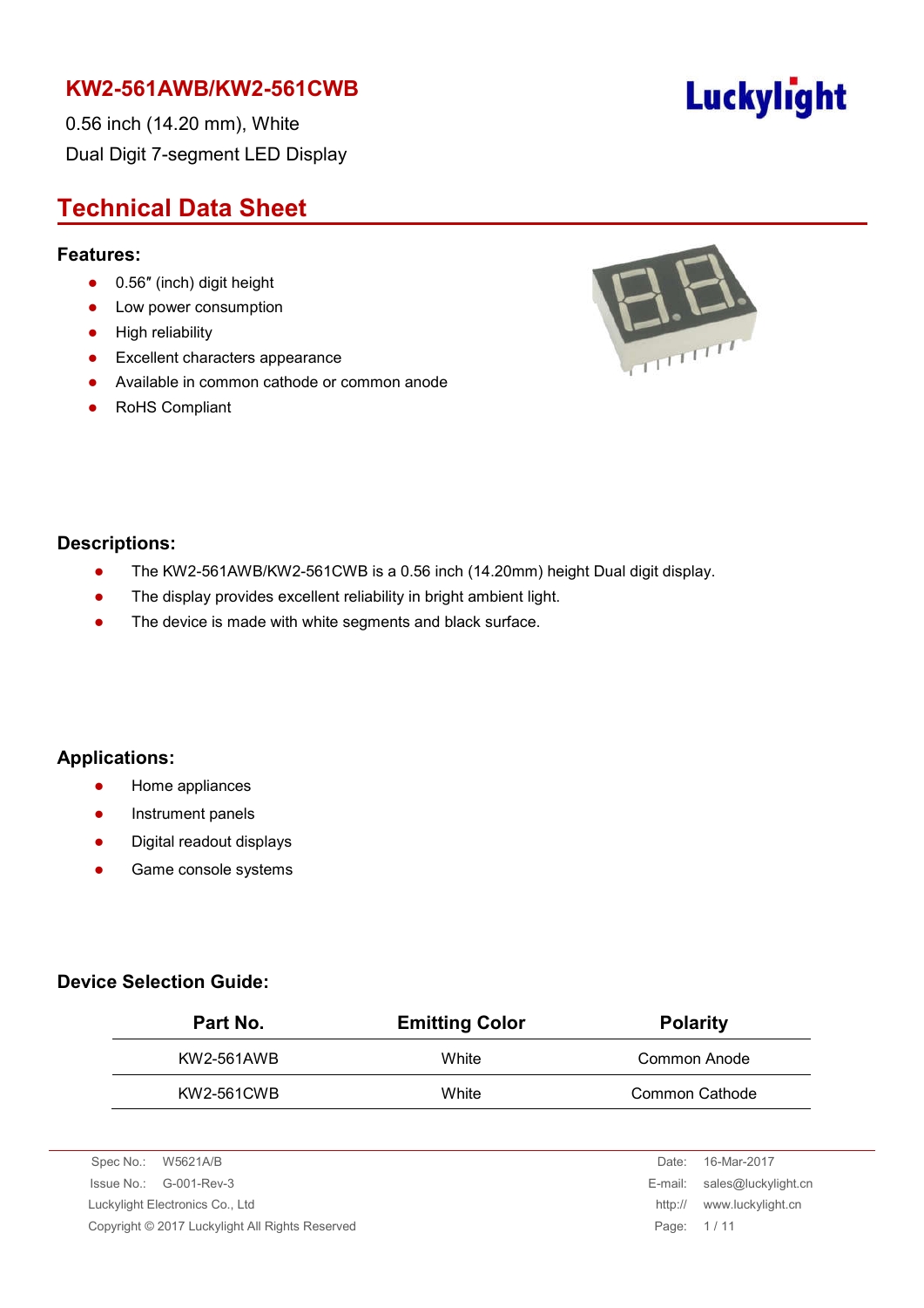# KW2-561AWB/KW2-561CWB

0.56 inch (14.20 mm), White

Dual Digit 7-segment LED Display

Luckylight

## Technical Data Sheet

### Features:

- 0.56″ (inch) digit height
- Low power consumption
- High reliability
- Excellent characters appearance
- Available in common cathode or common anode
- RoHS Compliant

### Descriptions:

- The KW2-561AWB/KW2-561CWB is a 0.56 inch (14.20mm) height Dual digit display.
- The display provides excellent reliability in bright ambient light.
- The device is made with white segments and black surface.

### Applications:

- Home appliances
- Instrument panels
- Digital readout displays
- Game console systems

### Device Selection Guide:

| Part No. | Emitting Color | Polarity |
|---|---|---|
| KW2-561AWB | White | Common Anode |
| KW2-561CWB | White | Common Cathode |

Spec No.: W5621A/B
Issue No.: G-001-Rev-3
Luckylight Electronics Co., Ltd
Copyright © 2017 Luckylight All Rights Reserved

Date: 16-Mar-2017
E-mail: sales@luckylight.cn
http:// www.luckylight.cn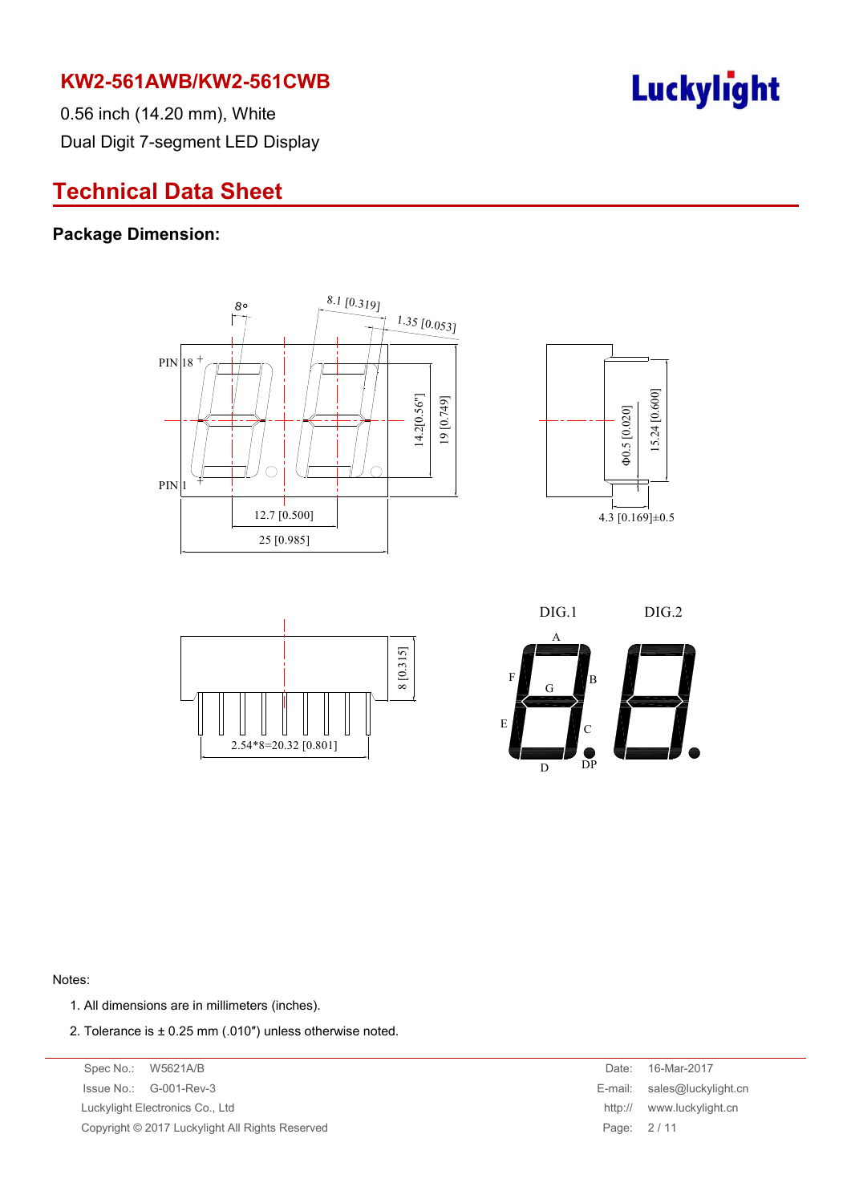# KW2-561AWB/KW2-561CWB

0.56 inch (14.20 mm), White

Dual Digit 7-segment LED Display

## Technical Data Sheet

### Package Dimension:

Notes:

1. All dimensions are in millimeters (inches).
2. Tolerance is ± 0.25 mm (.010″) unless otherwise noted.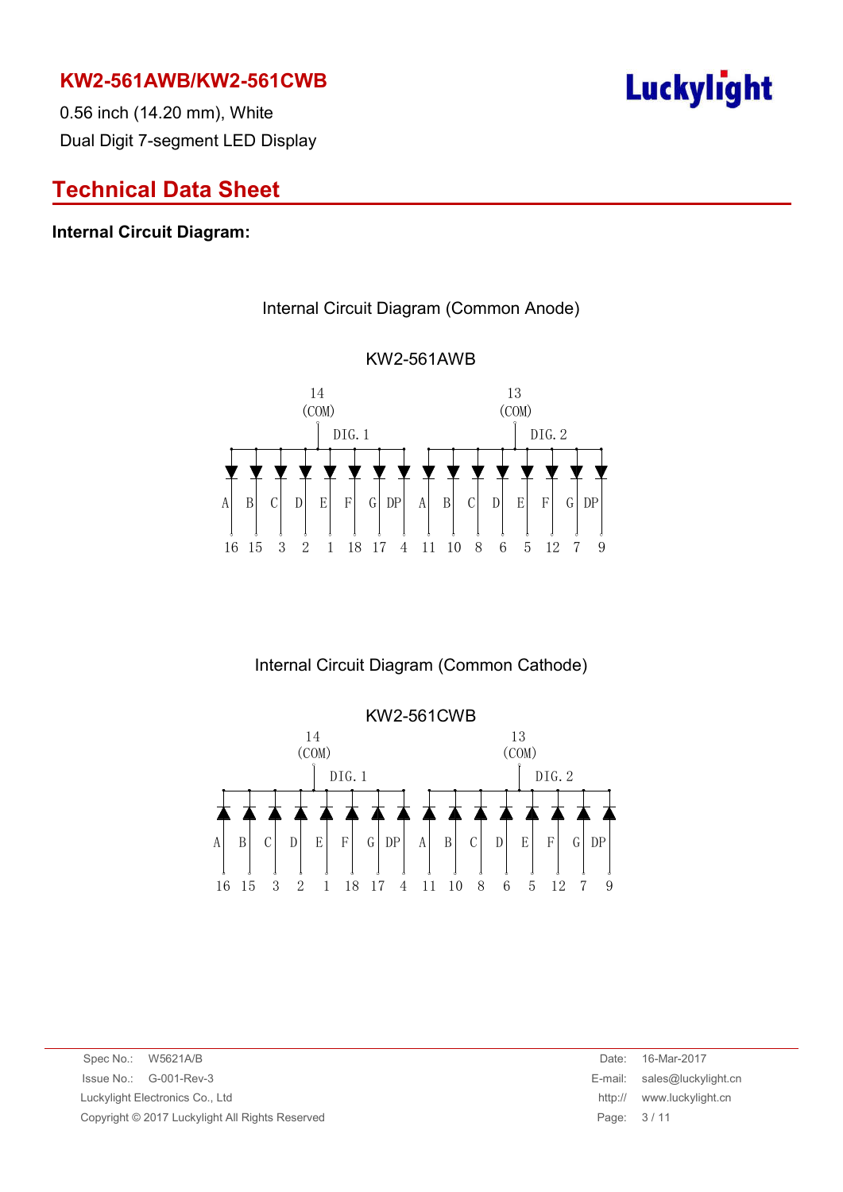## KW2-561AWB/KW2-561CWB

0.56 inch (14.20 mm), White

Dual Digit 7-segment LED Display

# Technical Data Sheet

**Internal Circuit Diagram:**

Internal Circuit Diagram (Common Anode)

KW2-561AWB

| Common | Segment | A | B | C | D | E | F | G | DP |
|---|---|---|---|---|---|---|---|---|---|
| 14 (COM) | DIG. 1 | 16 | 15 | 3 | 2 | 1 | 18 | 17 | 4 |
| 13 (COM) | DIG. 2 | 11 | 10 | 8 | 6 | 5 | 12 | 7 | 9 |

Internal Circuit Diagram (Common Cathode)

KW2-561CWB

| Common | Segment | A | B | C | D | E | F | G | DP |
|---|---|---|---|---|---|---|---|---|---|
| 14 (COM) | DIG. 1 | 16 | 15 | 3 | 2 | 1 | 18 | 17 | 4 |
| 13 (COM) | DIG. 2 | 11 | 10 | 8 | 6 | 5 | 12 | 7 | 9 |

Spec No.: W5621A/B
Issue No.: G-001-Rev-3
Luckylight Electronics Co., Ltd
Copyright © 2017 Luckylight All Rights Reserved

Date: 16-Mar-2017
E-mail: sales@luckylight.cn
http:// www.luckylight.cn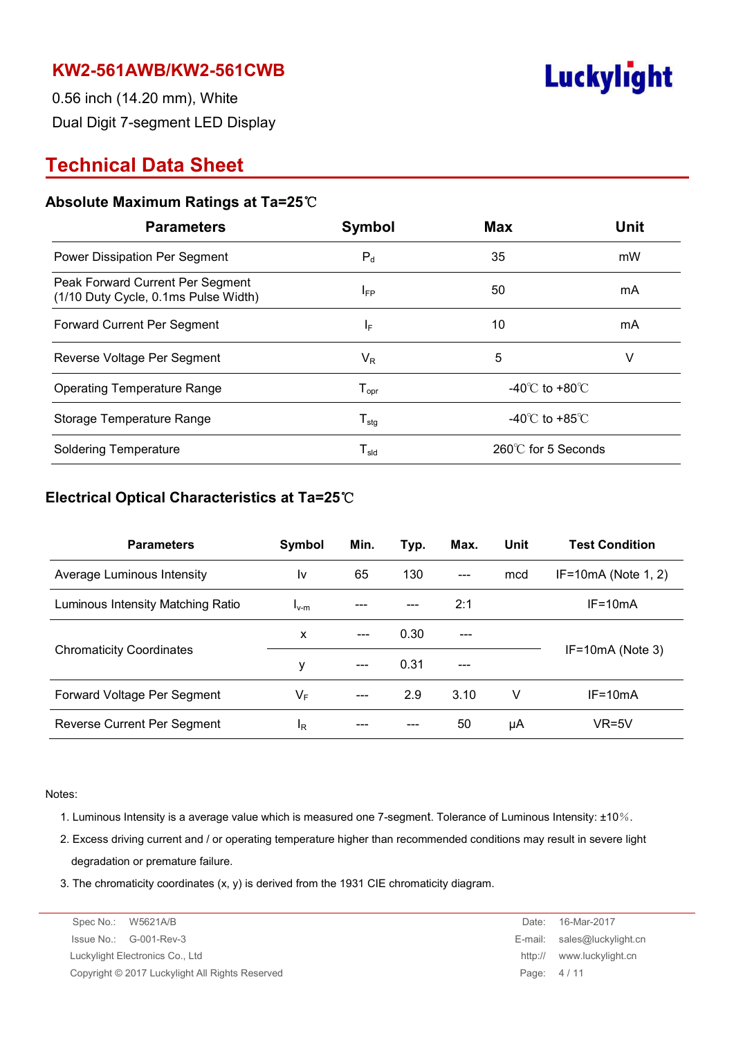# KW2-561AWB/KW2-561CWB

0.56 inch (14.20 mm), White

Dual Digit 7-segment LED Display

## Technical Data Sheet

### Absolute Maximum Ratings at Ta=25℃

| Parameters | Symbol | Max | Unit |
|---|---|---|---|
| Power Dissipation Per Segment | $P_d$ | 35 | mW |
| Peak Forward Current Per Segment (1/10 Duty Cycle, 0.1ms Pulse Width) | $I_{FP}$ | 50 | mA |
| Forward Current Per Segment | $I_F$ | 10 | mA |
| Reverse Voltage Per Segment | $V_R$ | 5 | V |
| Operating Temperature Range | $T_{opr}$ | -40℃ to +80℃ | |
| Storage Temperature Range | $T_{stg}$ | -40℃ to +85℃ | |
| Soldering Temperature | $T_{sld}$ | 260℃ for 5 Seconds | |

### Electrical Optical Characteristics at Ta=25℃

| Parameters | Symbol | Min. | Typ. | Max. | Unit | Test Condition |
|---|---|---|---|---|---|---|
| Average Luminous Intensity | Iv | 65 | 130 | --- | mcd | IF=10mA (Note 1, 2) |
| Luminous Intensity Matching Ratio | $I_{v-m}$ | --- | --- | 2:1 | | IF=10mA |
| Chromaticity Coordinates | x | --- | 0.30 | --- | | IF=10mA (Note 3) |
| | y | --- | 0.31 | --- | | |
| Forward Voltage Per Segment | $V_F$ | --- | 2.9 | 3.10 | V | IF=10mA |
| Reverse Current Per Segment | $I_R$ | --- | --- | 50 | μA | VR=5V |

Notes:

1. Luminous Intensity is a average value which is measured one 7-segment. Tolerance of Luminous Intensity: ±10%.
2. Excess driving current and / or operating temperature higher than recommended conditions may result in severe light degradation or premature failure.
3. The chromaticity coordinates (x, y) is derived from the 1931 CIE chromaticity diagram.

Spec No.: W5621A/B
Issue No.: G-001-Rev-3
Luckylight Electronics Co., Ltd
Copyright © 2017 Luckylight All Rights Reserved

Date: 16-Mar-2017
E-mail: sales@luckylight.cn
http:// www.luckylight.cn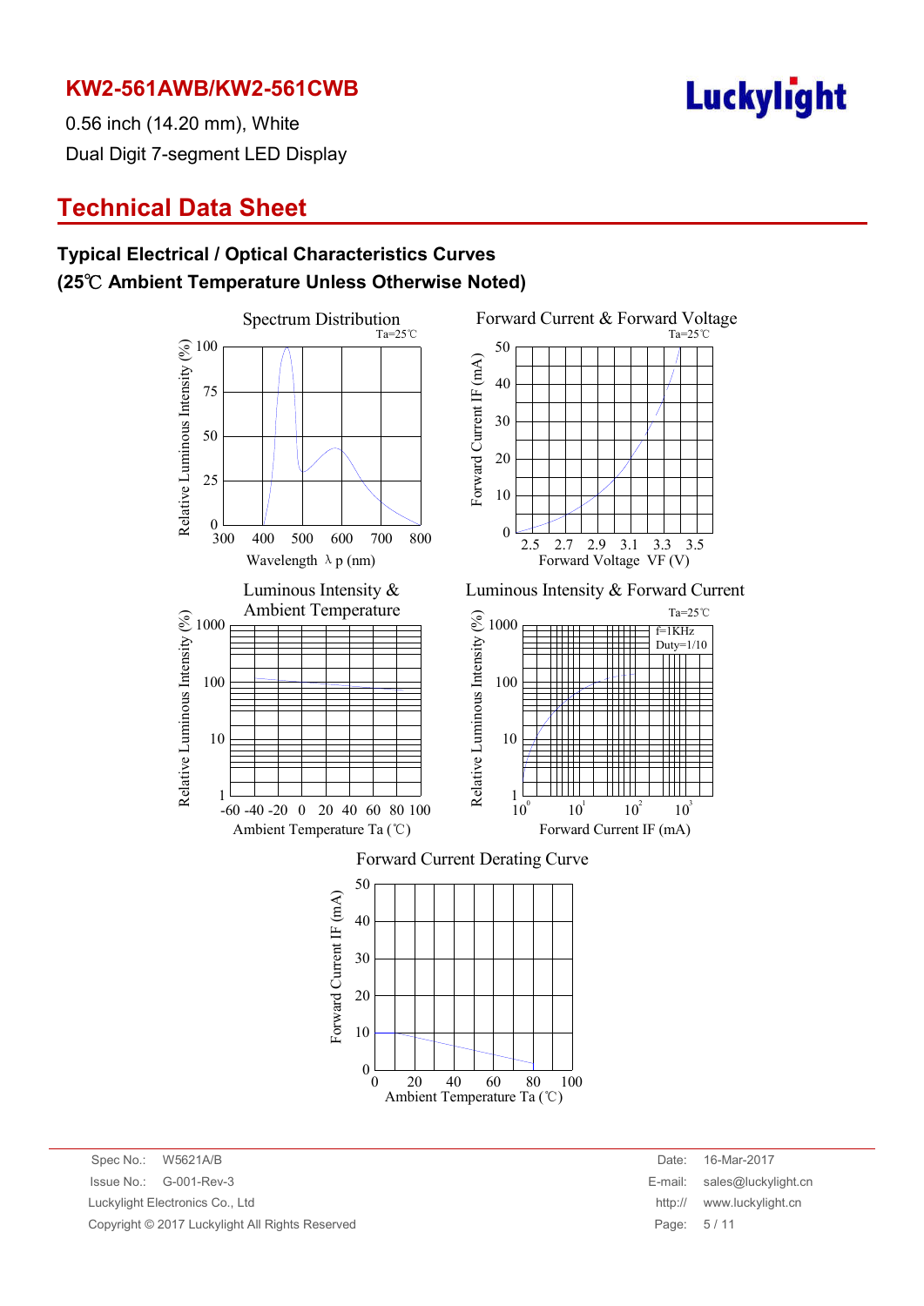# KW2-561AWB/KW2-561CWB

0.56 inch (14.20 mm), White

Dual Digit 7-segment LED Display

## Technical Data Sheet

### Typical Electrical / Optical Characteristics Curves
### (25℃ Ambient Temperature Unless Otherwise Noted)

Spectrum Distribution

Ta=25℃

Relative Luminous Intensity (%)

Wavelength λp (nm)

Forward Current & Forward Voltage

Ta=25℃

Forward Current IF (mA)

Forward Voltage VF (V)

Luminous Intensity & Ambient Temperature

Relative Luminous Intensity (%)

Ambient Temperature Ta (℃)

Luminous Intensity & Forward Current

Ta=25℃

f=1KHz

Duty=1/10

Relative Luminous Intensity (%)

Forward Current IF (mA)

Forward Current Derating Curve

Forward Current IF (mA)

Ambient Temperature Ta (℃)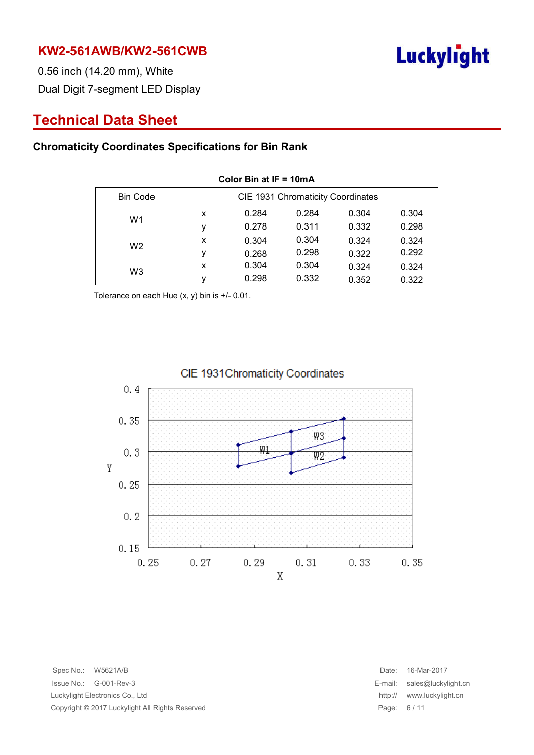# KW2-561AWB/KW2-561CWB

0.56 inch (14.20 mm), White

Dual Digit 7-segment LED Display

## Technical Data Sheet

### Chromaticity Coordinates Specifications for Bin Rank

**Color Bin at IF = 10mA**

| Bin Code | CIE 1931 Chromaticity Coordinates | | | | |
|---|---|---|---|---|---|
| W1 | x | 0.284 | 0.284 | 0.304 | 0.304 |
| | y | 0.278 | 0.311 | 0.332 | 0.298 |
| W2 | x | 0.304 | 0.304 | 0.324 | 0.324 |
| | y | 0.268 | 0.298 | 0.322 | 0.292 |
| W3 | x | 0.304 | 0.304 | 0.324 | 0.324 |
| | y | 0.298 | 0.332 | 0.352 | 0.322 |

Tolerance on each Hue (x, y) bin is +/- 0.01.

CIE 1931Chromaticity Coordinates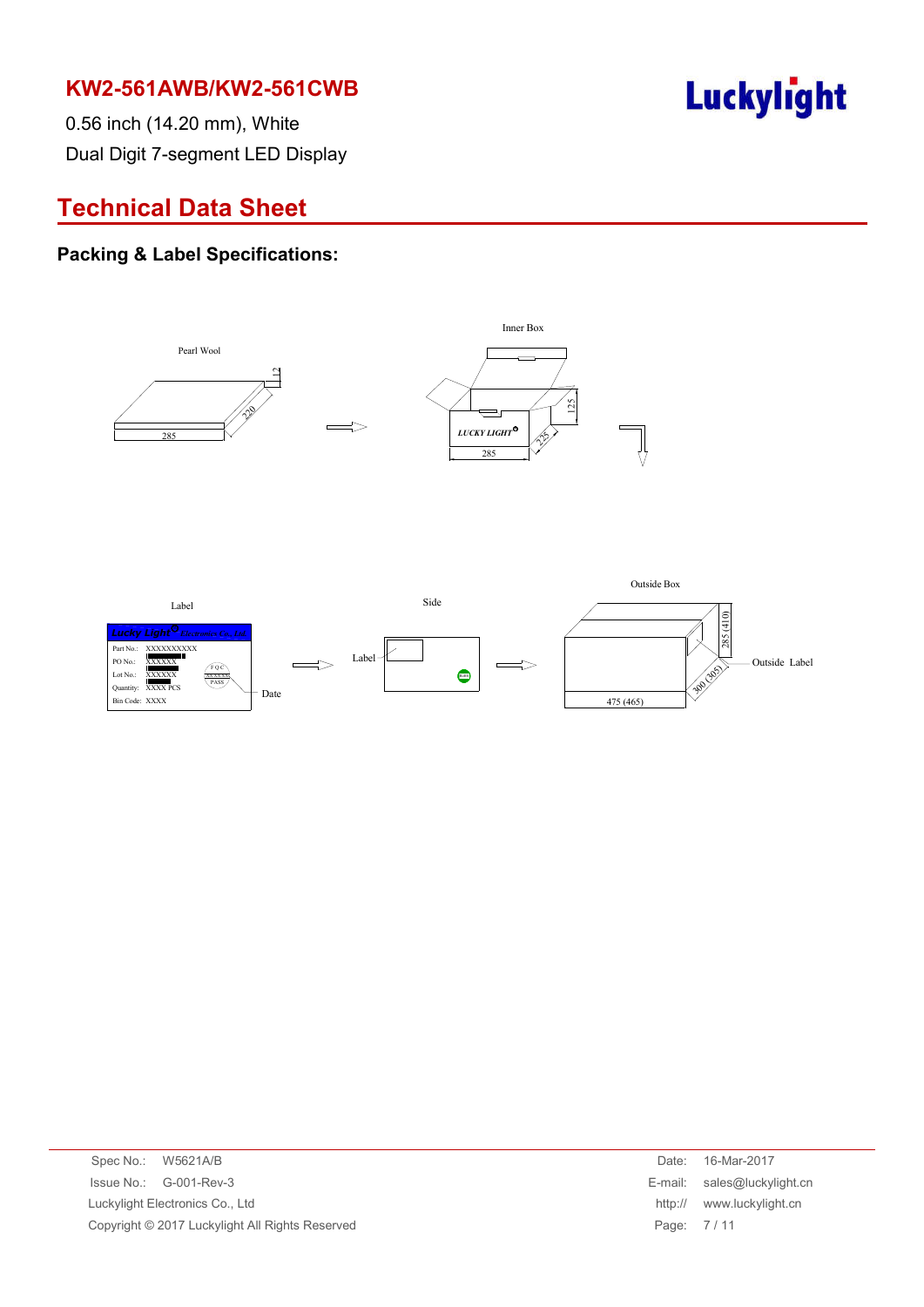# KW2-561AWB/KW2-561CWB

0.56 inch (14.20 mm), White

Dual Digit 7-segment LED Display

## Technical Data Sheet

### Packing & Label Specifications:

Pearl Wool

12

220

285

Inner Box

LUCKY LIGHT

125

225

285

Label

Lucky Light Electronics Co., Ltd

Part No.: XXXXXXXXXX

PO No.: XXXXXX

Lot No.: XXXXXX

Quantity: XXXX PCS

Bin Code: XXXX

FQC XXXXXX PASS

Date

Side

Label

Outside Box

285 (410)

300 (305)

475 (465)

Outside Label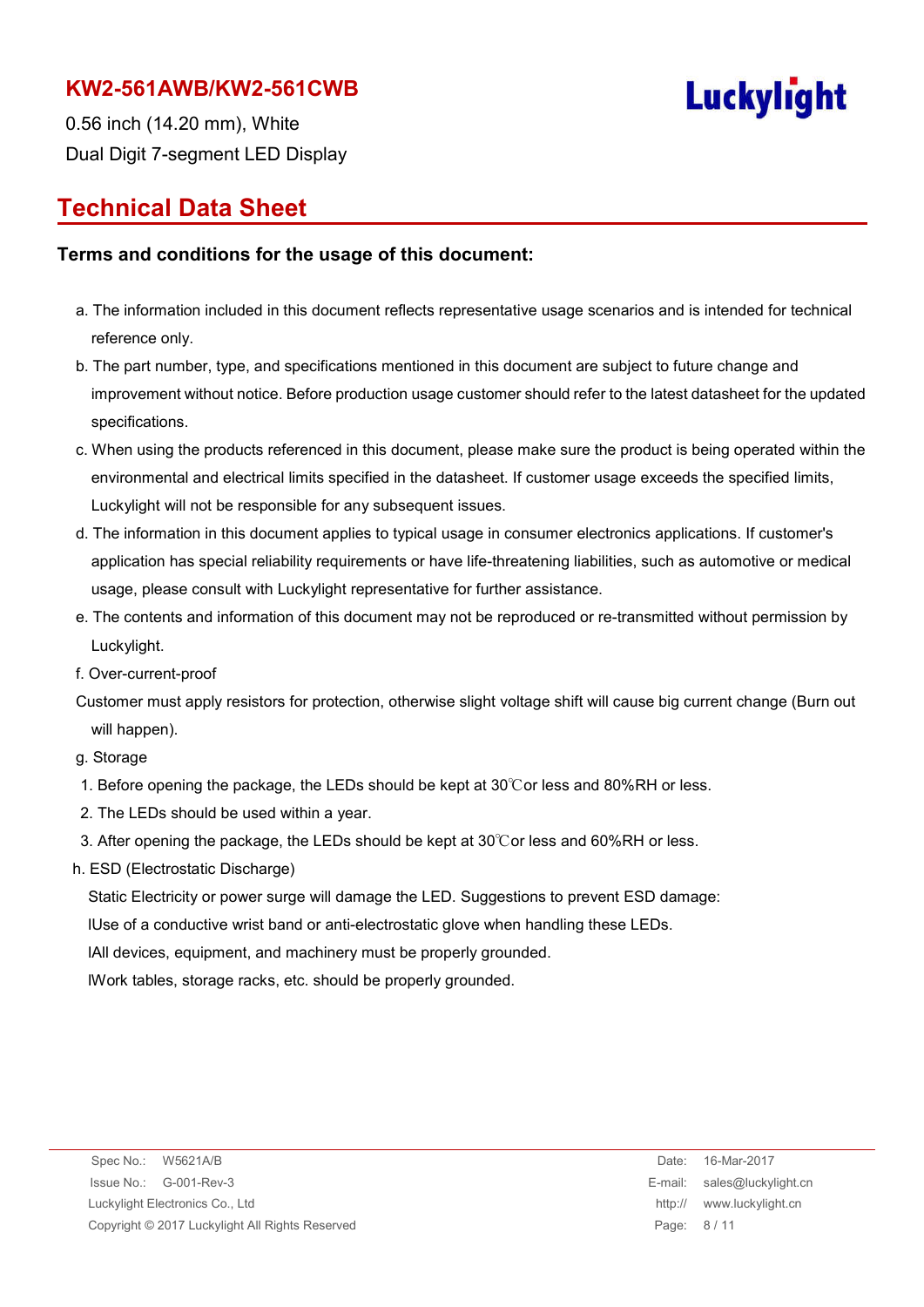**KW2-561AWB/KW2-561CWB**

0.56 inch (14.20 mm), White
Dual Digit 7-segment LED Display

Luckylight

## Technical Data Sheet

### Terms and conditions for the usage of this document:

a. The information included in this document reflects representative usage scenarios and is intended for technical reference only.

b. The part number, type, and specifications mentioned in this document are subject to future change and improvement without notice. Before production usage customer should refer to the latest datasheet for the updated specifications.

c. When using the products referenced in this document, please make sure the product is being operated within the environmental and electrical limits specified in the datasheet. If customer usage exceeds the specified limits, Luckylight will not be responsible for any subsequent issues.

d. The information in this document applies to typical usage in consumer electronics applications. If customer's application has special reliability requirements or have life-threatening liabilities, such as automotive or medical usage, please consult with Luckylight representative for further assistance.

e. The contents and information of this document may not be reproduced or re-transmitted without permission by Luckylight.

f. Over-current-proof

Customer must apply resistors for protection, otherwise slight voltage shift will cause big current change (Burn out will happen).

g. Storage

1. Before opening the package, the LEDs should be kept at 30℃or less and 80%RH or less.
2. The LEDs should be used within a year.
3. After opening the package, the LEDs should be kept at 30℃or less and 60%RH or less.

h. ESD (Electrostatic Discharge)

Static Electricity or power surge will damage the LED. Suggestions to prevent ESD damage:

lUse of a conductive wrist band or anti-electrostatic glove when handling these LEDs.

lAll devices, equipment, and machinery must be properly grounded.

lWork tables, storage racks, etc. should be properly grounded.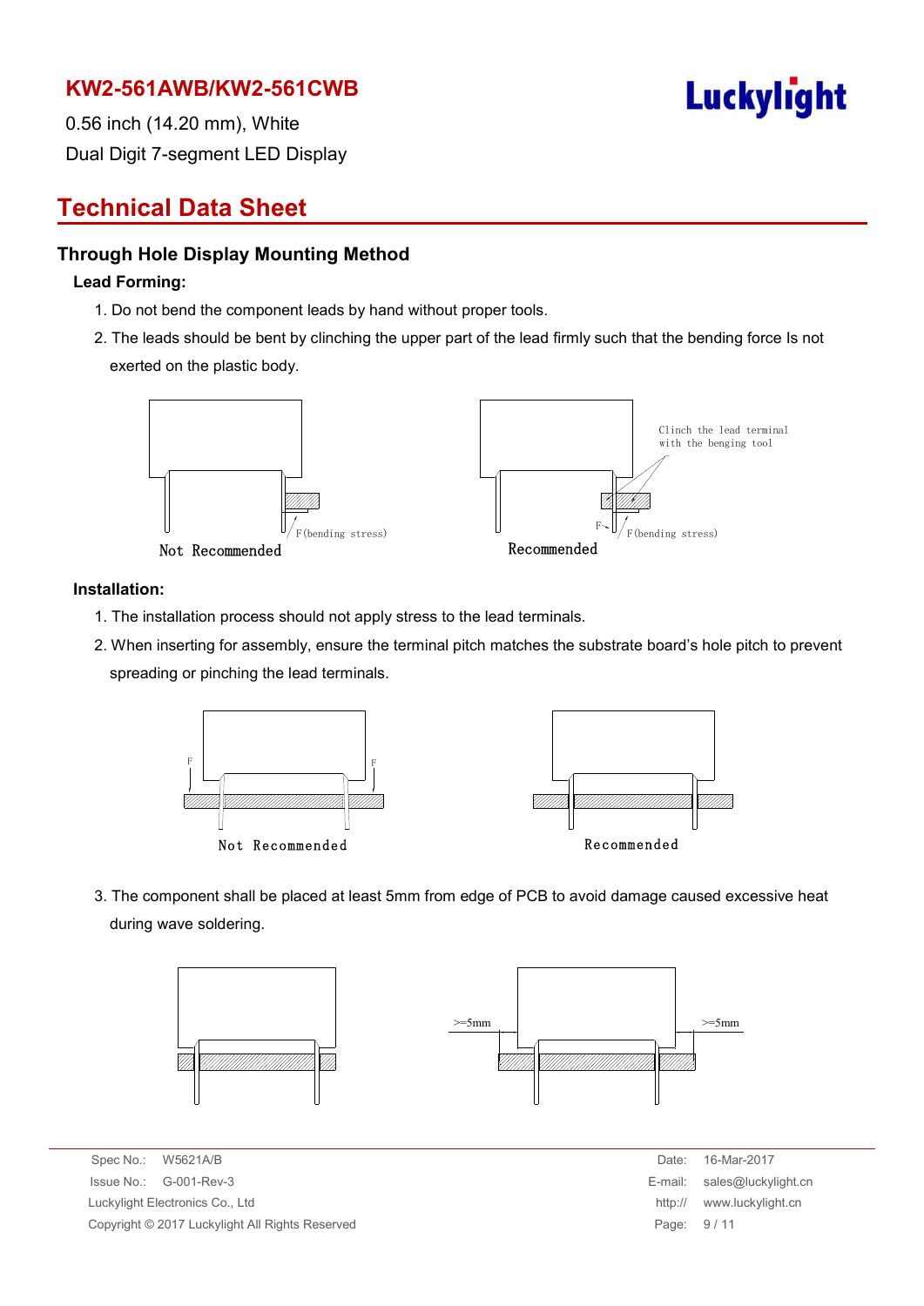## Technical Data Sheet

### Through Hole Display Mounting Method

**Lead Forming:**

1. Do not bend the component leads by hand without proper tools.
2. The leads should be bent by clinching the upper part of the lead firmly such that the bending force Is not exerted on the plastic body.

F (bending stress)

Not Recommended

Clinch the lead terminal with the benging tool

F

F (bending stress)

Recommended

**Installation:**

1. The installation process should not apply stress to the lead terminals.
2. When inserting for assembly, ensure the terminal pitch matches the substrate board's hole pitch to prevent spreading or pinching the lead terminals.

F F

Not Recommended

Recommended

3. The component shall be placed at least 5mm from edge of PCB to avoid damage caused excessive heat during wave soldering.

>=5mm >=5mm

Spec No.: W5621A/B
Issue No.: G-001-Rev-3
Luckylight Electronics Co., Ltd
Copyright © 2017 Luckylight All Rights Reserved

Date: 16-Mar-2017
E-mail: sales@luckylight.cn
http:// www.luckylight.cn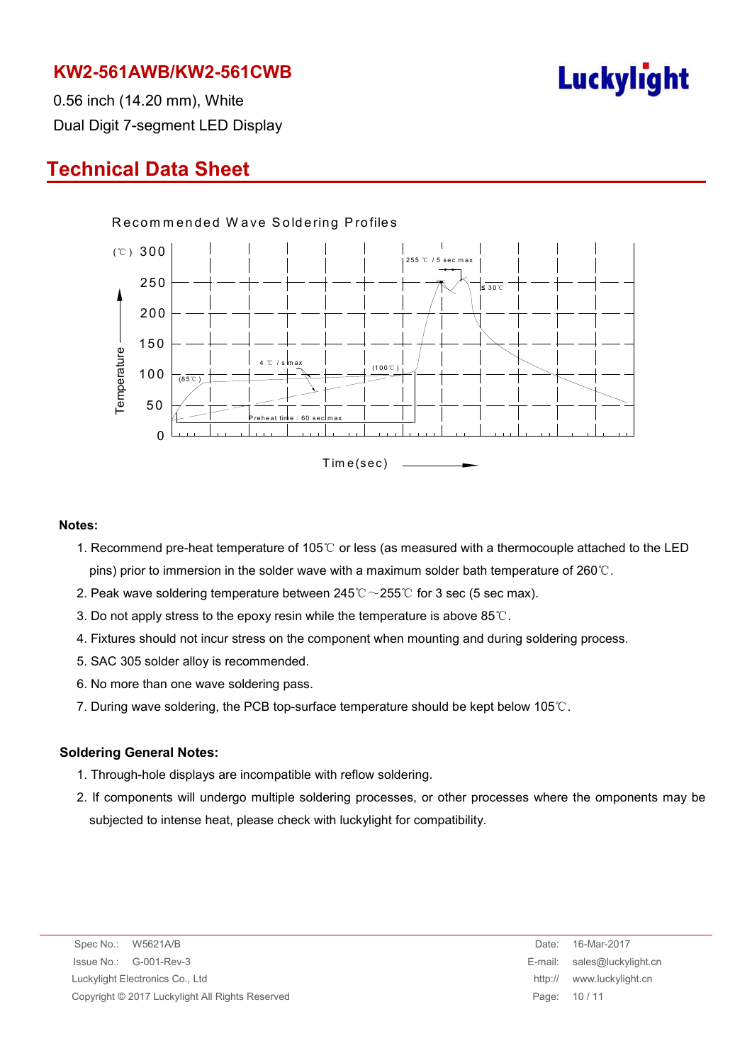# KW2-561AWB/KW2-561CWB

0.56 inch (14.20 mm), White

Dual Digit 7-segment LED Display

## Technical Data Sheet

Recommended Wave Soldering Profiles

(℃) 300, 250, 200, 150, 100, 50, 0

Temperature

Time(sec)

255 ℃ / 5 sec max

≤ 30℃

4 ℃ / s max

(85℃)

(100℃)

Preheat time : 60 sec max

**Notes:**

1. Recommend pre-heat temperature of 105℃ or less (as measured with a thermocouple attached to the LED pins) prior to immersion in the solder wave with a maximum solder bath temperature of 260℃.
2. Peak wave soldering temperature between 245℃～255℃ for 3 sec (5 sec max).
3. Do not apply stress to the epoxy resin while the temperature is above 85℃.
4. Fixtures should not incur stress on the component when mounting and during soldering process.
5. SAC 305 solder alloy is recommended.
6. No more than one wave soldering pass.
7. During wave soldering, the PCB top-surface temperature should be kept below 105℃.

**Soldering General Notes:**

1. Through-hole displays are incompatible with reflow soldering.
2. If components will undergo multiple soldering processes, or other processes where the omponents may be subjected to intense heat, please check with luckylight for compatibility.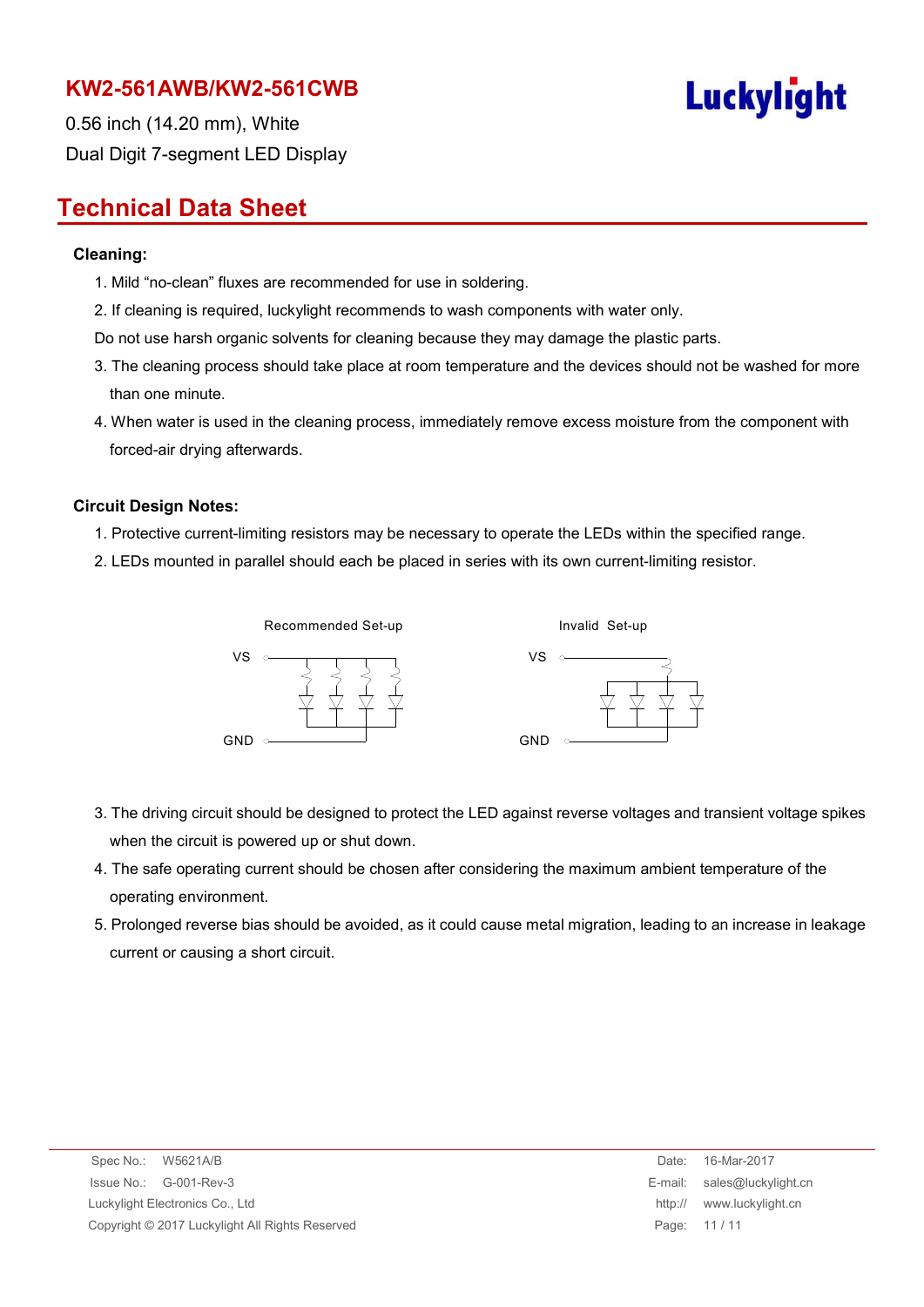## KW2-561AWB/KW2-561CWB

0.56 inch (14.20 mm), White

Dual Digit 7-segment LED Display

# Technical Data Sheet

### Cleaning:

1. Mild "no-clean" fluxes are recommended for use in soldering.
2. If cleaning is required, luckylight recommends to wash components with water only.

   Do not use harsh organic solvents for cleaning because they may damage the plastic parts.
3. The cleaning process should take place at room temperature and the devices should not be washed for more than one minute.
4. When water is used in the cleaning process, immediately remove excess moisture from the component with forced-air drying afterwards.

### Circuit Design Notes:

1. Protective current-limiting resistors may be necessary to operate the LEDs within the specified range.
2. LEDs mounted in parallel should each be placed in series with its own current-limiting resistor.

Recommended Set-up

VS

GND

Invalid Set-up

VS

GND

3. The driving circuit should be designed to protect the LED against reverse voltages and transient voltage spikes when the circuit is powered up or shut down.
4. The safe operating current should be chosen after considering the maximum ambient temperature of the operating environment.
5. Prolonged reverse bias should be avoided, as it could cause metal migration, leading to an increase in leakage current or causing a short circuit.